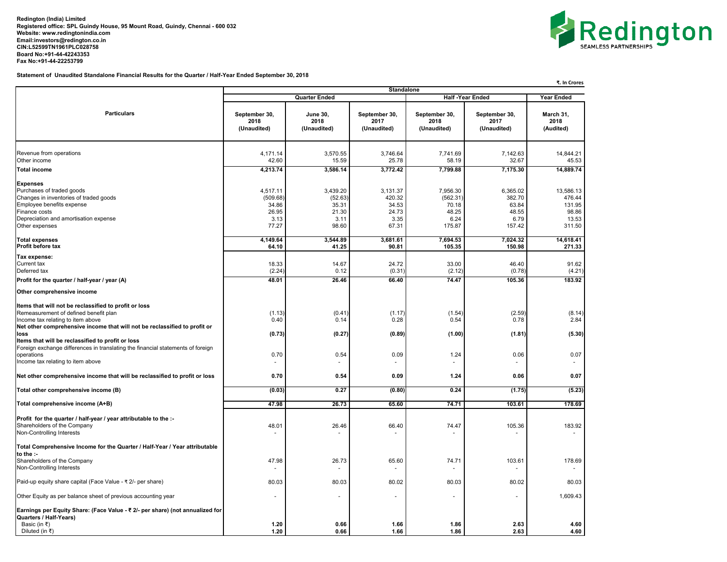**Redington (India) Limited**
**Registered office: SPL Guindy House, 95 Mount Road, Guindy, Chennai - 600 032**
**Website: www.redingtonindia.com**
**Email:investors@redington.co.in**
**CIN:L52599TN1961PLC028758**
**Board No:+91-44-42243353**
**Fax No:+91-44-22253799**

**Statement of Unaudited Standalone Financial Results for the Quarter / Half-Year Ended September 30, 2018**

₹. In Crores

| Particulars | Standalone | | | | | |
|---|---|---|---|---|---|---|
| | Quarter Ended | | | Half -Year Ended | | Year Ended |
| | September 30, 2018 (Unaudited) | June 30, 2018 (Unaudited) | September 30, 2017 (Unaudited) | September 30, 2018 (Unaudited) | September 30, 2017 (Unaudited) | March 31, 2018 (Audited) |
| Revenue from operations | 4,171.14 | 3,570.55 | 3,746.64 | 7,741.69 | 7,142.63 | 14,844.21 |
| Other income | 42.60 | 15.59 | 25.78 | 58.19 | 32.67 | 45.53 |
| **Total income** | **4,213.74** | **3,586.14** | **3,772.42** | **7,799.88** | **7,175.30** | **14,889.74** |
| **Expenses** | | | | | | |
| Purchases of traded goods | 4,517.11 | 3,439.20 | 3,131.37 | 7,956.30 | 6,365.02 | 13,586.13 |
| Changes in inventories of traded goods | (509.68) | (52.63) | 420.32 | (562.31) | 382.70 | 476.44 |
| Employee benefits expense | 34.86 | 35.31 | 34.53 | 70.18 | 63.84 | 131.95 |
| Finance costs | 26.95 | 21.30 | 24.73 | 48.25 | 48.55 | 98.86 |
| Depreciation and amortisation expense | 3.13 | 3.11 | 3.35 | 6.24 | 6.79 | 13.53 |
| Other expenses | 77.27 | 98.60 | 67.31 | 175.87 | 157.42 | 311.50 |
| **Total expenses** | **4,149.64** | **3,544.89** | **3,681.61** | **7,694.53** | **7,024.32** | **14,618.41** |
| **Profit before tax** | **64.10** | **41.25** | **90.81** | **105.35** | **150.98** | **271.33** |
| **Tax expense:** | | | | | | |
| Current tax | 18.33 | 14.67 | 24.72 | 33.00 | 46.40 | 91.62 |
| Deferred tax | (2.24) | 0.12 | (0.31) | (2.12) | (0.78) | (4.21) |
| **Profit for the quarter / half-year / year (A)** | **48.01** | **26.46** | **66.40** | **74.47** | **105.36** | **183.92** |
| **Other comprehensive income** | | | | | | |
| **Items that will not be reclassified to profit or loss** | | | | | | |
| Remeasurement of defined benefit plan | (1.13) | (0.41) | (1.17) | (1.54) | (2.59) | (8.14) |
| Income tax relating to item above | 0.40 | 0.14 | 0.28 | 0.54 | 0.78 | 2.84 |
| **Net other comprehensive income that will not be reclassified to profit or loss** | **(0.73)** | **(0.27)** | **(0.89)** | **(1.00)** | **(1.81)** | **(5.30)** |
| **Items that will be reclassified to profit or loss** | | | | | | |
| Foreign exchange differences in translating the financial statements of foreign operations | 0.70 | 0.54 | 0.09 | 1.24 | 0.06 | 0.07 |
| Income tax relating to item above | - | - | - | - | - | - |
| **Net other comprehensive income that will be reclassified to profit or loss** | **0.70** | **0.54** | **0.09** | **1.24** | **0.06** | **0.07** |
| **Total other comprehensive income (B)** | **(0.03)** | **0.27** | **(0.80)** | **0.24** | **(1.75)** | **(5.23)** |
| **Total comprehensive income (A+B)** | **47.98** | **26.73** | **65.60** | **74.71** | **103.61** | **178.69** |
| **Profit for the quarter / half-year / year attributable to the :-** | | | | | | |
| Shareholders of the Company | 48.01 | 26.46 | 66.40 | 74.47 | 105.36 | 183.92 |
| Non-Controlling Interests | - | - | - | - | - | - |
| **Total Comprehensive Income for the Quarter / Half-Year / Year attributable to the :-** | | | | | | |
| Shareholders of the Company | 47.98 | 26.73 | 65.60 | 74.71 | 103.61 | 178.69 |
| Non-Controlling Interests | - | - | - | - | - | - |
| Paid-up equity share capital (Face Value - ₹ 2/- per share) | 80.03 | 80.03 | 80.02 | 80.03 | 80.02 | 80.03 |
| Other Equity as per balance sheet of previous accounting year | - | - | - | - | - | 1,609.43 |
| **Earnings per Equity Share: (Face Value - ₹ 2/- per share) (not annualized for Quarters / Half-Years)** | | | | | | |
| Basic (in ₹) | **1.20** | **0.66** | **1.66** | **1.86** | **2.63** | **4.60** |
| Diluted (in ₹) | **1.20** | **0.66** | **1.66** | **1.86** | **2.63** | **4.60** |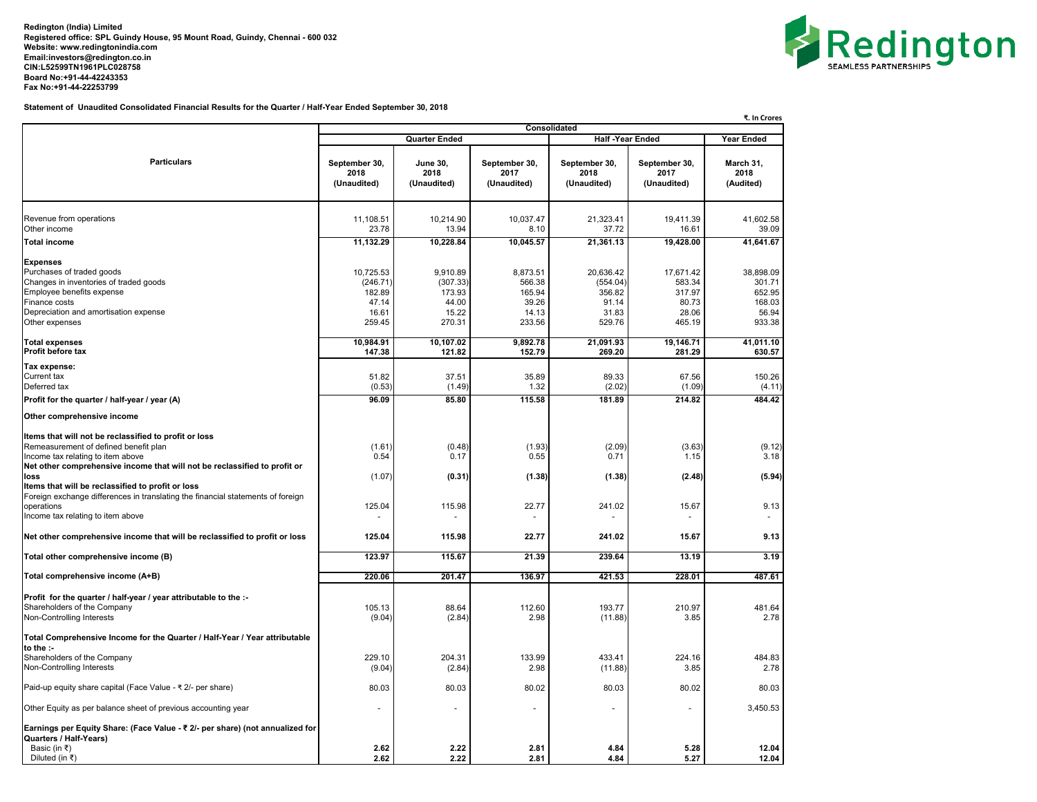**Redington (India) Limited**
**Registered office: SPL Guindy House, 95 Mount Road, Guindy, Chennai - 600 032**
**Website: www.redingtonindia.com**
**Email:investors@redington.co.in**
**CIN:L52599TN1961PLC028758**
**Board No:+91-44-42243353**
**Fax No:+91-44-22253799**

**Statement of Unaudited Consolidated Financial Results for the Quarter / Half-Year Ended September 30, 2018**

₹. In Crores

| Particulars | Consolidated | | | | | |
|---|---|---|---|---|---|---|
| | Quarter Ended | | | Half -Year Ended | | Year Ended |
| | September 30, 2018 (Unaudited) | June 30, 2018 (Unaudited) | September 30, 2017 (Unaudited) | September 30, 2018 (Unaudited) | September 30, 2017 (Unaudited) | March 31, 2018 (Audited) |
| Revenue from operations | 11,108.51 | 10,214.90 | 10,037.47 | 21,323.41 | 19,411.39 | 41,602.58 |
| Other income | 23.78 | 13.94 | 8.10 | 37.72 | 16.61 | 39.09 |
| **Total income** | **11,132.29** | **10,228.84** | **10,045.57** | **21,361.13** | **19,428.00** | **41,641.67** |
| **Expenses** | | | | | | |
| Purchases of traded goods | 10,725.53 | 9,910.89 | 8,873.51 | 20,636.42 | 17,671.42 | 38,898.09 |
| Changes in inventories of traded goods | (246.71) | (307.33) | 566.38 | (554.04) | 583.34 | 301.71 |
| Employee benefits expense | 182.89 | 173.93 | 165.94 | 356.82 | 317.97 | 652.95 |
| Finance costs | 47.14 | 44.00 | 39.26 | 91.14 | 80.73 | 168.03 |
| Depreciation and amortisation expense | 16.61 | 15.22 | 14.13 | 31.83 | 28.06 | 56.94 |
| Other expenses | 259.45 | 270.31 | 233.56 | 529.76 | 465.19 | 933.38 |
| **Total expenses** | **10,984.91** | **10,107.02** | **9,892.78** | **21,091.93** | **19,146.71** | **41,011.10** |
| **Profit before tax** | **147.38** | **121.82** | **152.79** | **269.20** | **281.29** | **630.57** |
| **Tax expense:** | | | | | | |
| Current tax | 51.82 | 37.51 | 35.89 | 89.33 | 67.56 | 150.26 |
| Deferred tax | (0.53) | (1.49) | 1.32 | (2.02) | (1.09) | (4.11) |
| **Profit for the quarter / half-year / year (A)** | **96.09** | **85.80** | **115.58** | **181.89** | **214.82** | **484.42** |
| **Other comprehensive income** | | | | | | |
| **Items that will not be reclassified to profit or loss** | | | | | | |
| Remeasurement of defined benefit plan | (1.61) | (0.48) | (1.93) | (2.09) | (3.63) | (9.12) |
| Income tax relating to item above | 0.54 | 0.17 | 0.55 | 0.71 | 1.15 | 3.18 |
| **Net other comprehensive income that will not be reclassified to profit or loss** | (1.07) | **(0.31)** | **(1.38)** | **(1.38)** | **(2.48)** | **(5.94)** |
| **Items that will be reclassified to profit or loss** | | | | | | |
| Foreign exchange differences in translating the financial statements of foreign operations | 125.04 | 115.98 | 22.77 | 241.02 | 15.67 | 9.13 |
| Income tax relating to item above | - | - | - | - | - | - |
| **Net other comprehensive income that will be reclassified to profit or loss** | **125.04** | **115.98** | **22.77** | **241.02** | **15.67** | **9.13** |
| **Total other comprehensive income (B)** | **123.97** | **115.67** | **21.39** | **239.64** | **13.19** | **3.19** |
| **Total comprehensive income (A+B)** | **220.06** | **201.47** | **136.97** | **421.53** | **228.01** | **487.61** |
| **Profit for the quarter / half-year / year attributable to the :-** | | | | | | |
| Shareholders of the Company | 105.13 | 88.64 | 112.60 | 193.77 | 210.97 | 481.64 |
| Non-Controlling Interests | (9.04) | (2.84) | 2.98 | (11.88) | 3.85 | 2.78 |
| **Total Comprehensive Income for the Quarter / Half-Year / Year attributable to the :-** | | | | | | |
| Shareholders of the Company | 229.10 | 204.31 | 133.99 | 433.41 | 224.16 | 484.83 |
| Non-Controlling Interests | (9.04) | (2.84) | 2.98 | (11.88) | 3.85 | 2.78 |
| Paid-up equity share capital (Face Value - ₹ 2/- per share) | 80.03 | 80.03 | 80.02 | 80.03 | 80.02 | 80.03 |
| Other Equity as per balance sheet of previous accounting year | - | - | - | - | - | 3,450.53 |
| **Earnings per Equity Share: (Face Value - ₹ 2/- per share) (not annualized for Quarters / Half-Years)** | | | | | | |
| Basic (in ₹) | **2.62** | **2.22** | **2.81** | **4.84** | **5.28** | **12.04** |
| Diluted (in ₹) | **2.62** | **2.22** | **2.81** | **4.84** | **5.27** | **12.04** |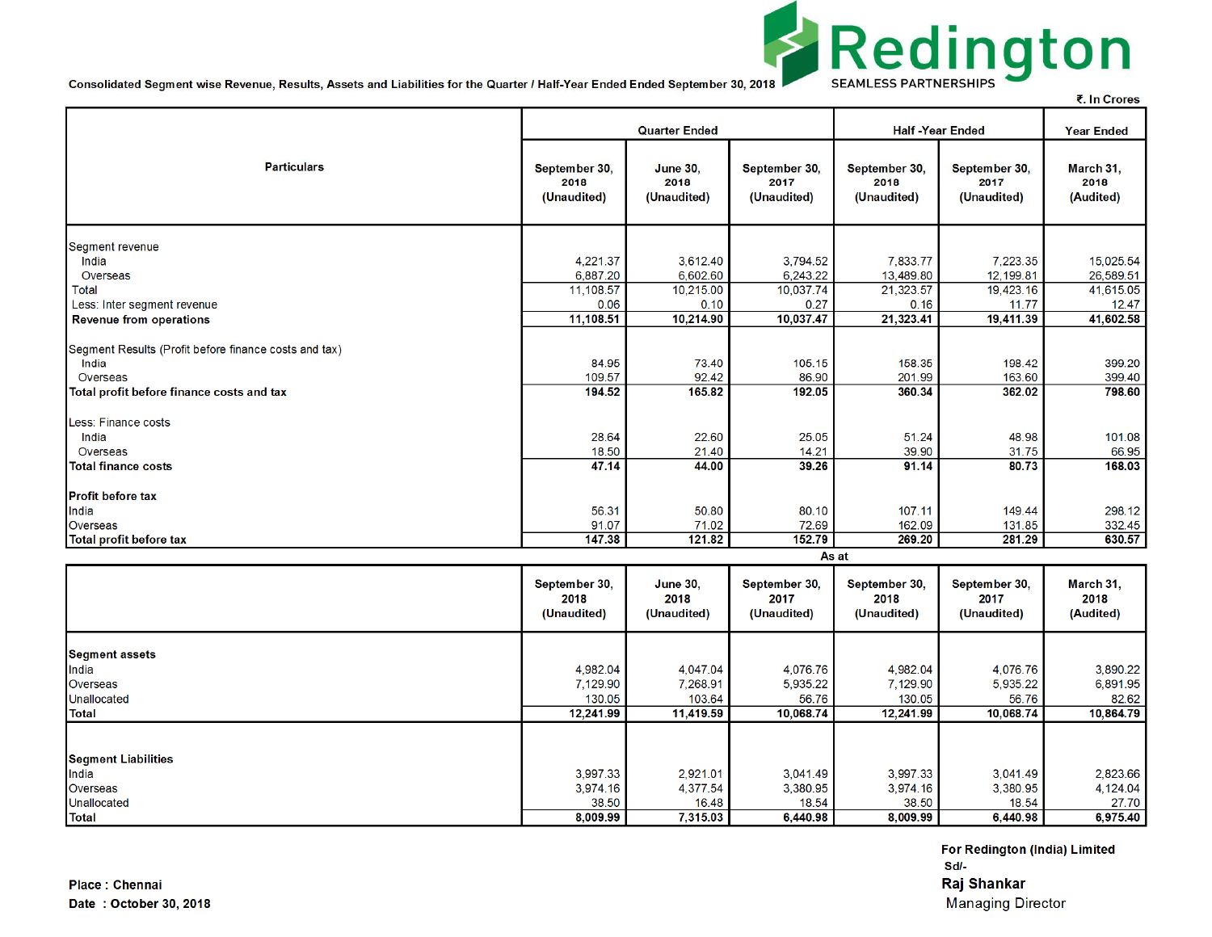Redington
SEAMLESS PARTNERSHIPS

Consolidated Segment wise Revenue, Results, Assets and Liabilities for the Quarter / Half-Year Ended Ended September 30, 2018

₹. In Crores

| Particulars | Quarter Ended | | | Half -Year Ended | | Year Ended |
|---|---|---|---|---|---|---|
| | September 30, 2018 (Unaudited) | June 30, 2018 (Unaudited) | September 30, 2017 (Unaudited) | September 30, 2018 (Unaudited) | September 30, 2017 (Unaudited) | March 31, 2018 (Audited) |
| Segment revenue | | | | | | |
| India | 4,221.37 | 3,612.40 | 3,794.52 | 7,833.77 | 7,223.35 | 15,025.54 |
| Overseas | 6,887.20 | 6,602.60 | 6,243.22 | 13,489.80 | 12,199.81 | 26,589.51 |
| Total | 11,108.57 | 10,215.00 | 10,037.74 | 21,323.57 | 19,423.16 | 41,615.05 |
| Less: Inter segment revenue | 0.06 | 0.10 | 0.27 | 0.16 | 11.77 | 12.47 |
| **Revenue from operations** | **11,108.51** | **10,214.90** | **10,037.47** | **21,323.41** | **19,411.39** | **41,602.58** |
| Segment Results (Profit before finance costs and tax) | | | | | | |
| India | 84.95 | 73.40 | 105.15 | 158.35 | 198.42 | 399.20 |
| Overseas | 109.57 | 92.42 | 86.90 | 201.99 | 163.60 | 399.40 |
| **Total profit before finance costs and tax** | **194.52** | **165.82** | **192.05** | **360.34** | **362.02** | **798.60** |
| Less: Finance costs | | | | | | |
| India | 28.64 | 22.60 | 25.05 | 51.24 | 48.98 | 101.08 |
| Overseas | 18.50 | 21.40 | 14.21 | 39.90 | 31.75 | 66.95 |
| **Total finance costs** | **47.14** | **44.00** | **39.26** | **91.14** | **80.73** | **168.03** |
| **Profit before tax** | | | | | | |
| India | 56.31 | 50.80 | 80.10 | 107.11 | 149.44 | 298.12 |
| Overseas | 91.07 | 71.02 | 72.69 | 162.09 | 131.85 | 332.45 |
| **Total profit before tax** | **147.38** | **121.82** | **152.79** | **269.20** | **281.29** | **630.57** |

As at

| | September 30, 2018 (Unaudited) | June 30, 2018 (Unaudited) | September 30, 2017 (Unaudited) | September 30, 2018 (Unaudited) | September 30, 2017 (Unaudited) | March 31, 2018 (Audited) |
|---|---|---|---|---|---|---|
| **Segment assets** | | | | | | |
| India | 4,982.04 | 4,047.04 | 4,076.76 | 4,982.04 | 4,076.76 | 3,890.22 |
| Overseas | 7,129.90 | 7,268.91 | 5,935.22 | 7,129.90 | 5,935.22 | 6,891.95 |
| Unallocated | 130.05 | 103.64 | 56.76 | 130.05 | 56.76 | 82.62 |
| **Total** | **12,241.99** | **11,419.59** | **10,068.74** | **12,241.99** | **10,068.74** | **10,864.79** |
| **Segment Liabilities** | | | | | | |
| India | 3,997.33 | 2,921.01 | 3,041.49 | 3,997.33 | 3,041.49 | 2,823.66 |
| Overseas | 3,974.16 | 4,377.54 | 3,380.95 | 3,974.16 | 3,380.95 | 4,124.04 |
| Unallocated | 38.50 | 16.48 | 18.54 | 38.50 | 18.54 | 27.70 |
| **Total** | **8,009.99** | **7,315.03** | **6,440.98** | **8,009.99** | **6,440.98** | **6,975.40** |

**For Redington (India) Limited**
**Sd/-**
**Raj Shankar**
Managing Director

**Place : Chennai**
**Date : October 30, 2018**